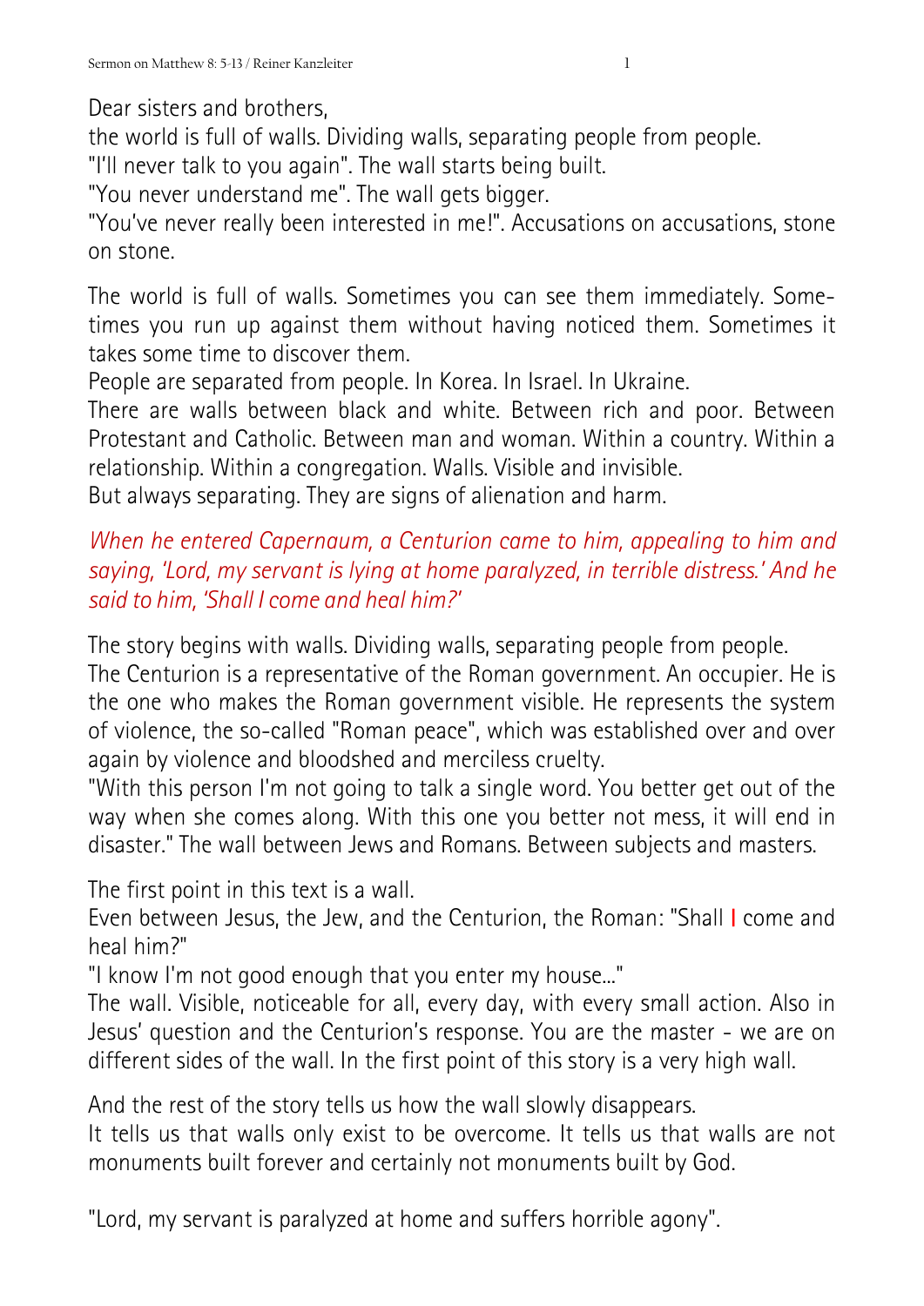Dear sisters and brothers,

the world is full of walls. Dividing walls, separating people from people.

"I'll never talk to you again". The wall starts being built.

"You never understand me". The wall gets bigger.

"You've never really been interested in me!". Accusations on accusations, stone on stone.

The world is full of walls. Sometimes you can see them immediately. Sometimes you run up against them without having noticed them. Sometimes it takes some time to discover them.

People are separated from people. In Korea. In Israel. In Ukraine.

There are walls between black and white. Between rich and poor. Between Protestant and Catholic. Between man and woman. Within a country. Within a relationship. Within a congregation. Walls. Visible and invisible.

But always separating. They are signs of alienation and harm.

*When he entered Capernaum, a Centurion came to him, appealing to him and saying, 'Lord, my servant is lying at home paralyzed, in terrible distress.' And he said to him, 'Shall I come and heal him?'*

The story begins with walls. Dividing walls, separating people from people.

The Centurion is a representative of the Roman government. An occupier. He is the one who makes the Roman government visible. He represents the system of violence, the so-called "Roman peace", which was established over and over again by violence and bloodshed and merciless cruelty.

"With this person I'm not going to talk a single word. You better get out of the way when she comes along. With this one you better not mess, it will end in disaster." The wall between Jews and Romans. Between subjects and masters.

The first point in this text is a wall.

Even between Jesus, the Jew, and the Centurion, the Roman: "Shall **I** come and heal him?"

"I know I'm not good enough that you enter my house..."

The wall. Visible, noticeable for all, every day, with every small action. Also in Jesus' question and the Centurion's response. You are the master - we are on different sides of the wall. In the first point of this story is a very high wall.

And the rest of the story tells us how the wall slowly disappears.

It tells us that walls only exist to be overcome. It tells us that walls are not monuments built forever and certainly not monuments built by God.

"Lord, my servant is paralyzed at home and suffers horrible agony".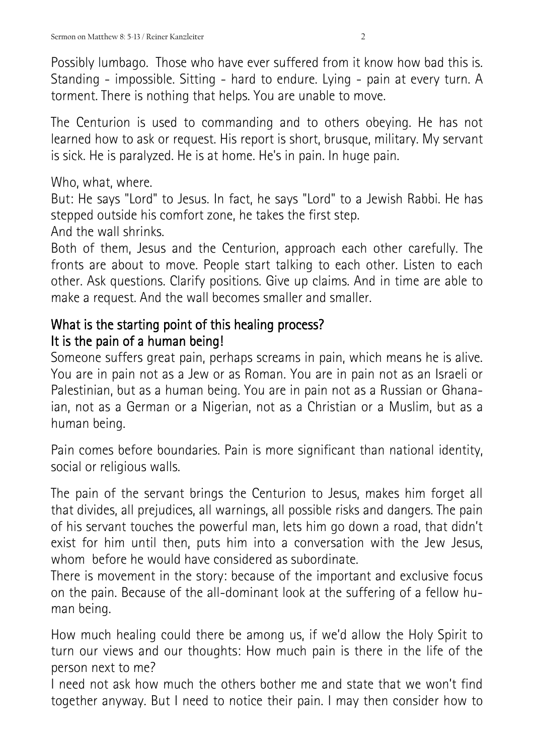Possibly lumbago. Those who have ever suffered from it know how bad this is. Standing - impossible. Sitting - hard to endure. Lying - pain at every turn. A torment. There is nothing that helps. You are unable to move.

The Centurion is used to commanding and to others obeying. He has not learned how to ask or request. His report is short, brusque, military. My servant is sick. He is paralyzed. He is at home. He's in pain. In huge pain.

Who, what, where.
But: He says "Lord" to Jesus. In fact, he says "Lord" to a Jewish Rabbi. He has stepped outside his comfort zone, he takes the first step.
And the wall shrinks.
Both of them, Jesus and the Centurion, approach each other carefully. The fronts are about to move. People start talking to each other. Listen to each other. Ask questions. Clarify positions. Give up claims. And in time are able to make a request. And the wall becomes smaller and smaller.

## What is the starting point of this healing process?
## It is the pain of a human being!

Someone suffers great pain, perhaps screams in pain, which means he is alive. You are in pain not as a Jew or as Roman. You are in pain not as an Israeli or Palestinian, but as a human being. You are in pain not as a Russian or Ghanaian, not as a German or a Nigerian, not as a Christian or a Muslim, but as a human being.

Pain comes before boundaries. Pain is more significant than national identity, social or religious walls.

The pain of the servant brings the Centurion to Jesus, makes him forget all that divides, all prejudices, all warnings, all possible risks and dangers. The pain of his servant touches the powerful man, lets him go down a road, that didn't exist for him until then, puts him into a conversation with the Jew Jesus, whom before he would have considered as subordinate.
There is movement in the story: because of the important and exclusive focus on the pain. Because of the all-dominant look at the suffering of a fellow human being.

How much healing could there be among us, if we'd allow the Holy Spirit to turn our views and our thoughts: How much pain is there in the life of the person next to me?
I need not ask how much the others bother me and state that we won't find together anyway. But I need to notice their pain. I may then consider how to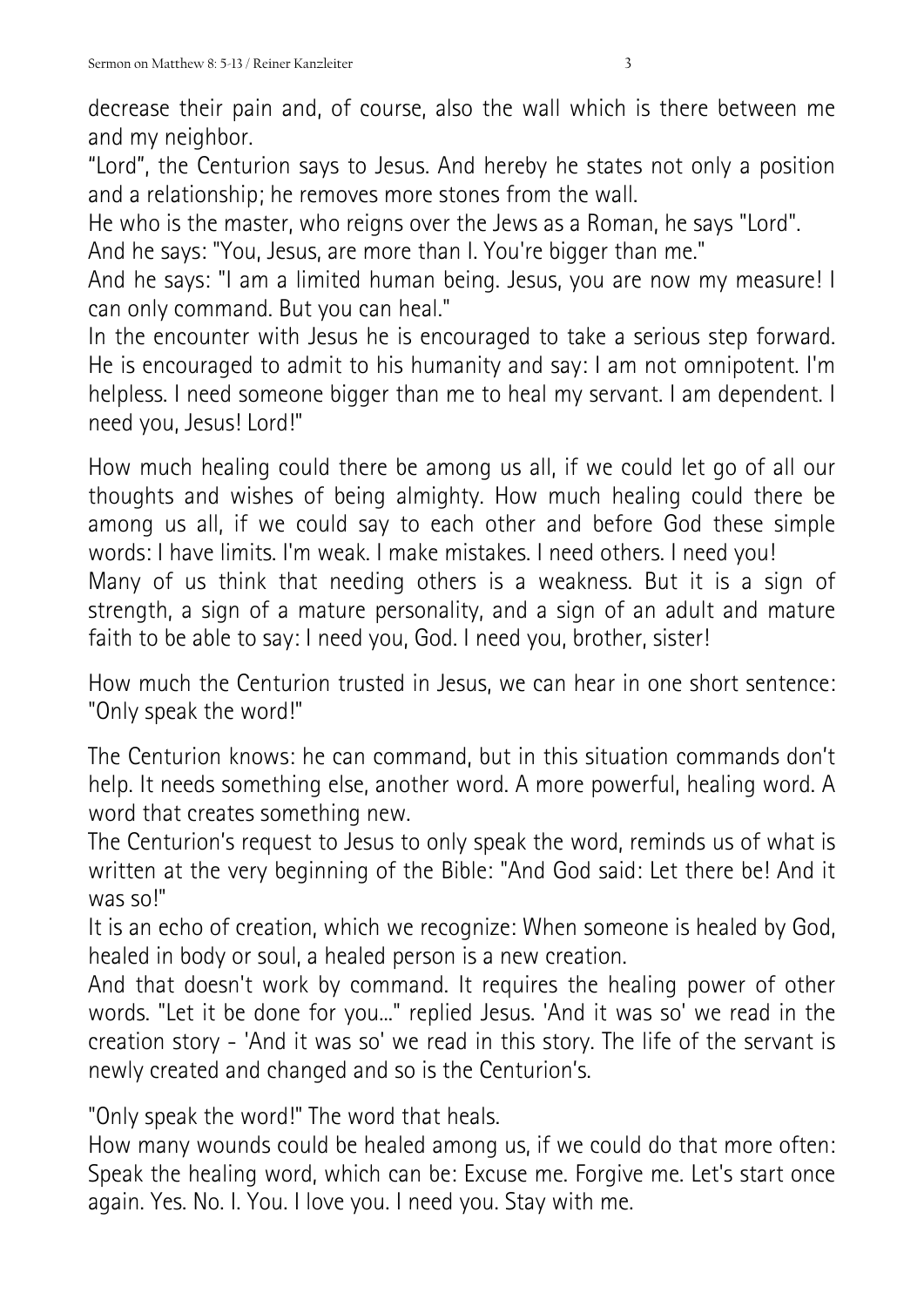decrease their pain and, of course, also the wall which is there between me and my neighbor.

"Lord", the Centurion says to Jesus. And hereby he states not only a position and a relationship; he removes more stones from the wall.

He who is the master, who reigns over the Jews as a Roman, he says "Lord".

And he says: "You, Jesus, are more than I. You're bigger than me."

And he says: "I am a limited human being. Jesus, you are now my measure! I can only command. But you can heal."

In the encounter with Jesus he is encouraged to take a serious step forward. He is encouraged to admit to his humanity and say: I am not omnipotent. I'm helpless. I need someone bigger than me to heal my servant. I am dependent. I need you, Jesus! Lord!"

How much healing could there be among us all, if we could let go of all our thoughts and wishes of being almighty. How much healing could there be among us all, if we could say to each other and before God these simple words: I have limits. I'm weak. I make mistakes. I need others. I need you!

Many of us think that needing others is a weakness. But it is a sign of strength, a sign of a mature personality, and a sign of an adult and mature faith to be able to say: I need you, God. I need you, brother, sister!

How much the Centurion trusted in Jesus, we can hear in one short sentence: "Only speak the word!"

The Centurion knows: he can command, but in this situation commands don't help. It needs something else, another word. A more powerful, healing word. A word that creates something new.

The Centurion's request to Jesus to only speak the word, reminds us of what is written at the very beginning of the Bible: "And God said: Let there be! And it was so!"

It is an echo of creation, which we recognize: When someone is healed by God, healed in body or soul, a healed person is a new creation.

And that doesn't work by command. It requires the healing power of other words. "Let it be done for you..." replied Jesus. 'And it was so' we read in the creation story - 'And it was so' we read in this story. The life of the servant is newly created and changed and so is the Centurion's.

"Only speak the word!" The word that heals.

How many wounds could be healed among us, if we could do that more often: Speak the healing word, which can be: Excuse me. Forgive me. Let's start once again. Yes. No. I. You. I love you. I need you. Stay with me.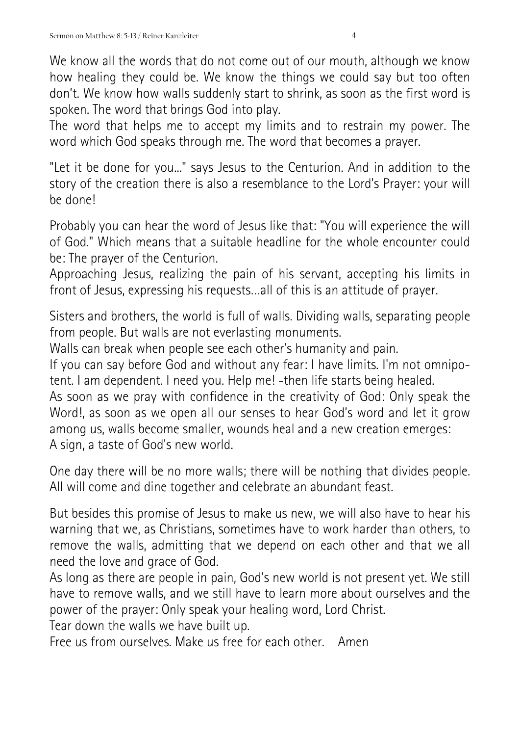We know all the words that do not come out of our mouth, although we know how healing they could be. We know the things we could say but too often don't. We know how walls suddenly start to shrink, as soon as the first word is spoken. The word that brings God into play.
The word that helps me to accept my limits and to restrain my power. The word which God speaks through me. The word that becomes a prayer.

"Let it be done for you..." says Jesus to the Centurion. And in addition to the story of the creation there is also a resemblance to the Lord's Prayer: your will be done!

Probably you can hear the word of Jesus like that: "You will experience the will of God." Which means that a suitable headline for the whole encounter could be: The prayer of the Centurion.
Approaching Jesus, realizing the pain of his servant, accepting his limits in front of Jesus, expressing his requests...all of this is an attitude of prayer.

Sisters and brothers, the world is full of walls. Dividing walls, separating people from people. But walls are not everlasting monuments.
Walls can break when people see each other's humanity and pain.
If you can say before God and without any fear: I have limits. I'm not omnipotent. I am dependent. I need you. Help me! -then life starts being healed.
As soon as we pray with confidence in the creativity of God: Only speak the Word!, as soon as we open all our senses to hear God's word and let it grow among us, walls become smaller, wounds heal and a new creation emerges:
A sign, a taste of God's new world.

One day there will be no more walls; there will be nothing that divides people. All will come and dine together and celebrate an abundant feast.

But besides this promise of Jesus to make us new, we will also have to hear his warning that we, as Christians, sometimes have to work harder than others, to remove the walls, admitting that we depend on each other and that we all need the love and grace of God.
As long as there are people in pain, God's new world is not present yet. We still have to remove walls, and we still have to learn more about ourselves and the power of the prayer: Only speak your healing word, Lord Christ.
Tear down the walls we have built up.
Free us from ourselves. Make us free for each other. Amen